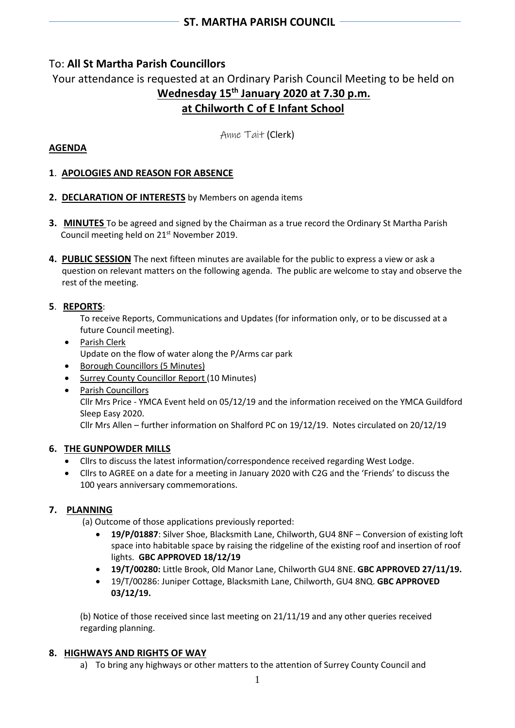## ST. MARTHA PARISH COUNCIL

To: **All St Martha Parish Councillors**

Your attendance is requested at an Ordinary Parish Council Meeting to be held on
**Wednesday 15th January 2020 at 7.30 p.m.**
**at Chilworth C of E Infant School**

Anne Tait (Clerk)

**AGENDA**

**1. APOLOGIES AND REASON FOR ABSENCE**

**2. DECLARATION OF INTERESTS** by Members on agenda items

**3. MINUTES** To be agreed and signed by the Chairman as a true record the Ordinary St Martha Parish Council meeting held on 21st November 2019.

**4. PUBLIC SESSION** The next fifteen minutes are available for the public to express a view or ask a question on relevant matters on the following agenda. The public are welcome to stay and observe the rest of the meeting.

**5. REPORTS**:

To receive Reports, Communications and Updates (for information only, or to be discussed at a future Council meeting).

- Parish Clerk
  Update on the flow of water along the P/Arms car park
- Borough Councillors (5 Minutes)
- Surrey County Councillor Report (10 Minutes)
- Parish Councillors
  Cllr Mrs Price - YMCA Event held on 05/12/19 and the information received on the YMCA Guildford Sleep Easy 2020.
  Cllr Mrs Allen – further information on Shalford PC on 19/12/19. Notes circulated on 20/12/19

**6. THE GUNPOWDER MILLS**

- Cllrs to discuss the latest information/correspondence received regarding West Lodge.
- Cllrs to AGREE on a date for a meeting in January 2020 with C2G and the 'Friends' to discuss the 100 years anniversary commemorations.

**7. PLANNING**

(a) Outcome of those applications previously reported:

- **19/P/01887**: Silver Shoe, Blacksmith Lane, Chilworth, GU4 8NF – Conversion of existing loft space into habitable space by raising the ridgeline of the existing roof and insertion of roof lights. **GBC APPROVED 18/12/19**
- **19/T/00280:** Little Brook, Old Manor Lane, Chilworth GU4 8NE. **GBC APPROVED 27/11/19.**
- 19/T/00286: Juniper Cottage, Blacksmith Lane, Chilworth, GU4 8NQ. **GBC APPROVED 03/12/19.**

(b) Notice of those received since last meeting on 21/11/19 and any other queries received regarding planning.

**8. HIGHWAYS AND RIGHTS OF WAY**

a) To bring any highways or other matters to the attention of Surrey County Council and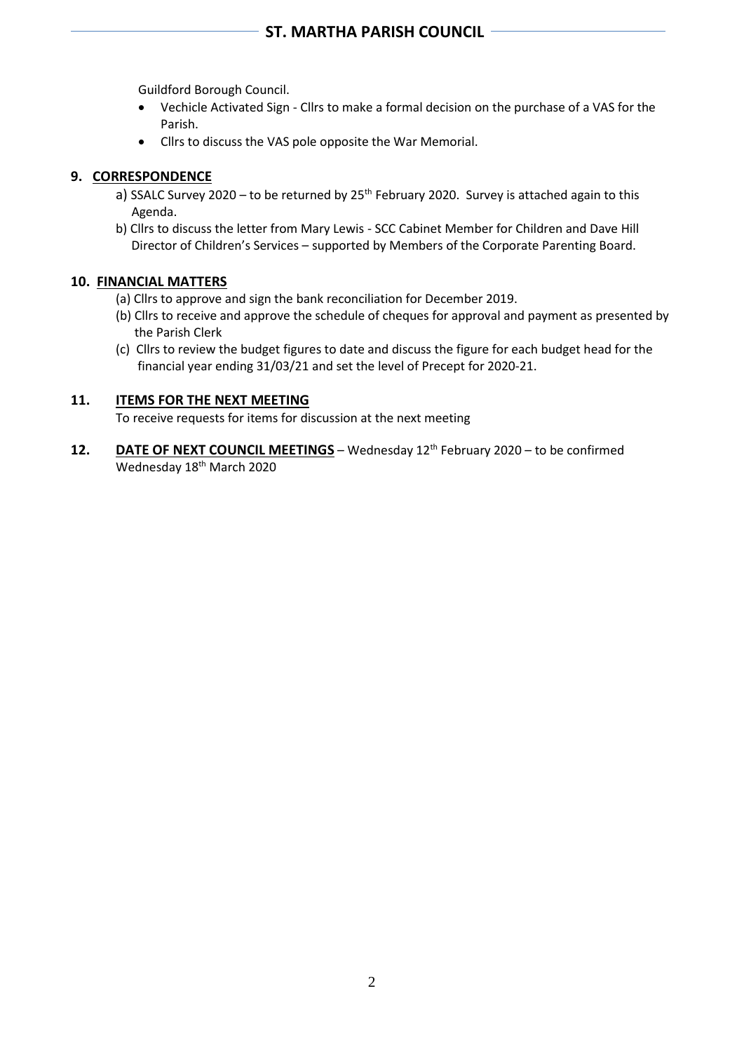Guildford Borough Council.

- Vechicle Activated Sign - Cllrs to make a formal decision on the purchase of a VAS for the Parish.
- Cllrs to discuss the VAS pole opposite the War Memorial.

## 9. CORRESPONDENCE

a) SSALC Survey 2020 – to be returned by 25th February 2020. Survey is attached again to this Agenda.

b) Cllrs to discuss the letter from Mary Lewis - SCC Cabinet Member for Children and Dave Hill Director of Children's Services – supported by Members of the Corporate Parenting Board.

## 10. FINANCIAL MATTERS

(a) Cllrs to approve and sign the bank reconciliation for December 2019.

(b) Cllrs to receive and approve the schedule of cheques for approval and payment as presented by the Parish Clerk

(c) Cllrs to review the budget figures to date and discuss the figure for each budget head for the financial year ending 31/03/21 and set the level of Precept for 2020-21.

## 11. ITEMS FOR THE NEXT MEETING

To receive requests for items for discussion at the next meeting

## 12. DATE OF NEXT COUNCIL MEETINGS – Wednesday 12th February 2020 – to be confirmed

Wednesday 18th March 2020